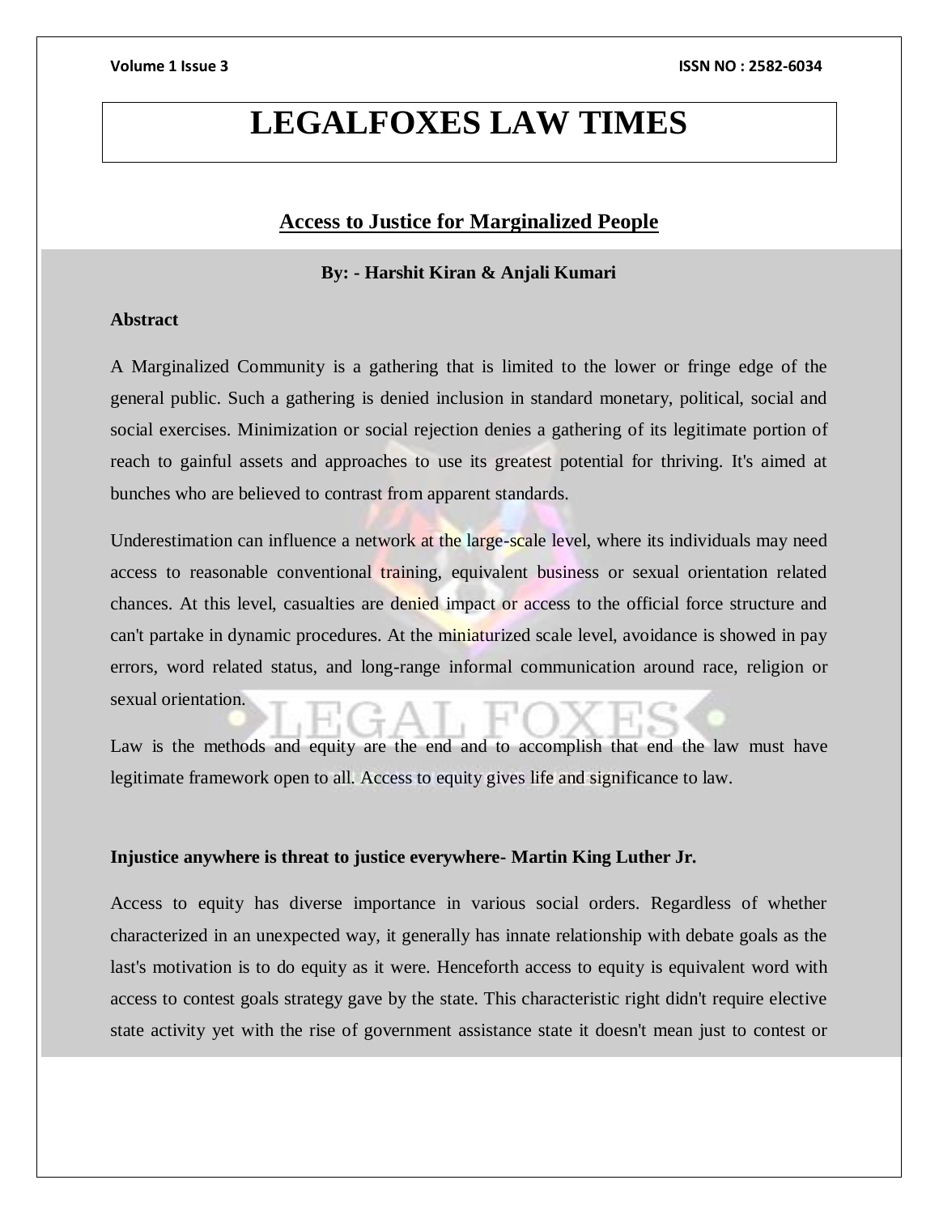# LEGALFOXES LAW TIMES

## Access to Justice for Marginalized People

**By: - Harshit Kiran & Anjali Kumari**

**Abstract**

A Marginalized Community is a gathering that is limited to the lower or fringe edge of the general public. Such a gathering is denied inclusion in standard monetary, political, social and social exercises. Minimization or social rejection denies a gathering of its legitimate portion of reach to gainful assets and approaches to use its greatest potential for thriving. It's aimed at bunches who are believed to contrast from apparent standards.

Underestimation can influence a network at the large-scale level, where its individuals may need access to reasonable conventional training, equivalent business or sexual orientation related chances. At this level, casualties are denied impact or access to the official force structure and can't partake in dynamic procedures. At the miniaturized scale level, avoidance is showed in pay errors, word related status, and long-range informal communication around race, religion or sexual orientation.

Law is the methods and equity are the end and to accomplish that end the law must have legitimate framework open to all. Access to equity gives life and significance to law.

**Injustice anywhere is threat to justice everywhere- Martin King Luther Jr.**

Access to equity has diverse importance in various social orders. Regardless of whether characterized in an unexpected way, it generally has innate relationship with debate goals as the last's motivation is to do equity as it were. Henceforth access to equity is equivalent word with access to contest goals strategy gave by the state. This characteristic right didn't require elective state activity yet with the rise of government assistance state it doesn't mean just to contest or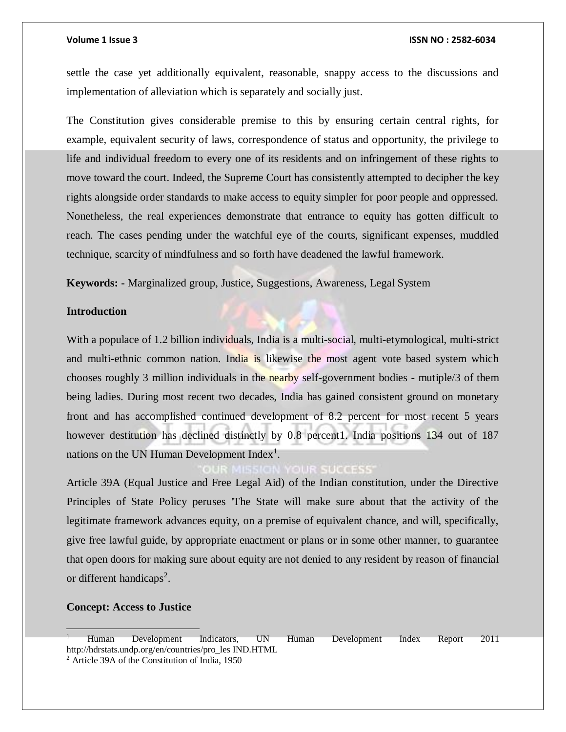settle the case yet additionally equivalent, reasonable, snappy access to the discussions and implementation of alleviation which is separately and socially just.

The Constitution gives considerable premise to this by ensuring certain central rights, for example, equivalent security of laws, correspondence of status and opportunity, the privilege to life and individual freedom to every one of its residents and on infringement of these rights to move toward the court. Indeed, the Supreme Court has consistently attempted to decipher the key rights alongside order standards to make access to equity simpler for poor people and oppressed. Nonetheless, the real experiences demonstrate that entrance to equity has gotten difficult to reach. The cases pending under the watchful eye of the courts, significant expenses, muddled technique, scarcity of mindfulness and so forth have deadened the lawful framework.

**Keywords: -** Marginalized group, Justice, Suggestions, Awareness, Legal System

## Introduction

With a populace of 1.2 billion individuals, India is a multi-social, multi-etymological, multi-strict and multi-ethnic common nation. India is likewise the most agent vote based system which chooses roughly 3 million individuals in the nearby self-government bodies - mutiple/3 of them being ladies. During most recent two decades, India has gained consistent ground on monetary front and has accomplished continued development of 8.2 percent for most recent 5 years however destitution has declined distinctly by 0.8 percent1. India positions 134 out of 187 nations on the UN Human Development Index[1].

Article 39A (Equal Justice and Free Legal Aid) of the Indian constitution, under the Directive Principles of State Policy peruses 'The State will make sure about that the activity of the legitimate framework advances equity, on a premise of equivalent chance, and will, specifically, give free lawful guide, by appropriate enactment or plans or in some other manner, to guarantee that open doors for making sure about equity are not denied to any resident by reason of financial or different handicaps[2].

**Concept: Access to Justice**

---

[1] Human Development Indicators, UN Human Development Index Report 2011 http://hdrstats.undp.org/en/countries/pro_les IND.HTML

[2] Article 39A of the Constitution of India, 1950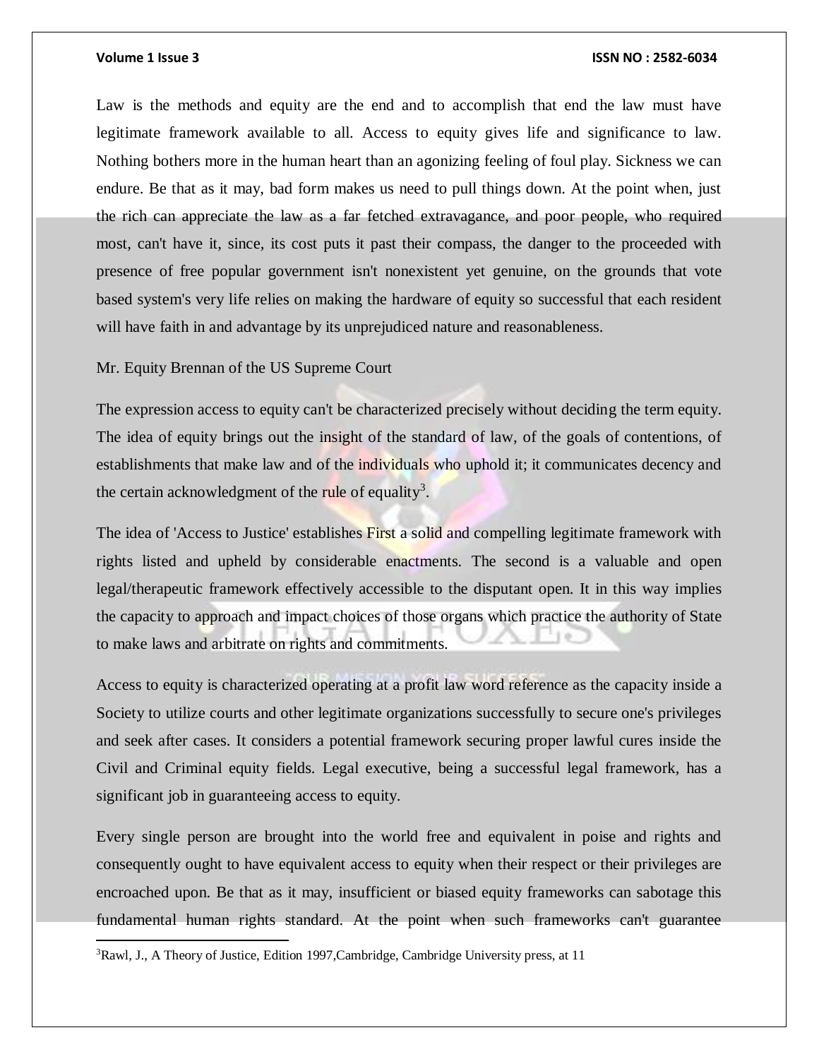Law is the methods and equity are the end and to accomplish that end the law must have legitimate framework available to all. Access to equity gives life and significance to law. Nothing bothers more in the human heart than an agonizing feeling of foul play. Sickness we can endure. Be that as it may, bad form makes us need to pull things down. At the point when, just the rich can appreciate the law as a far fetched extravagance, and poor people, who required most, can't have it, since, its cost puts it past their compass, the danger to the proceeded with presence of free popular government isn't nonexistent yet genuine, on the grounds that vote based system's very life relies on making the hardware of equity so successful that each resident will have faith in and advantage by its unprejudiced nature and reasonableness.

Mr. Equity Brennan of the US Supreme Court

The expression access to equity can't be characterized precisely without deciding the term equity. The idea of equity brings out the insight of the standard of law, of the goals of contentions, of establishments that make law and of the individuals who uphold it; it communicates decency and the certain acknowledgment of the rule of equality[3].

The idea of 'Access to Justice' establishes First a solid and compelling legitimate framework with rights listed and upheld by considerable enactments. The second is a valuable and open legal/therapeutic framework effectively accessible to the disputant open. It in this way implies the capacity to approach and impact choices of those organs which practice the authority of State to make laws and arbitrate on rights and commitments.

Access to equity is characterized operating at a profit law word reference as the capacity inside a Society to utilize courts and other legitimate organizations successfully to secure one's privileges and seek after cases. It considers a potential framework securing proper lawful cures inside the Civil and Criminal equity fields. Legal executive, being a successful legal framework, has a significant job in guaranteeing access to equity.

Every single person are brought into the world free and equivalent in poise and rights and consequently ought to have equivalent access to equity when their respect or their privileges are encroached upon. Be that as it may, insufficient or biased equity frameworks can sabotage this fundamental human rights standard. At the point when such frameworks can't guarantee

[3] Rawl, J., A Theory of Justice, Edition 1997,Cambridge, Cambridge University press, at 11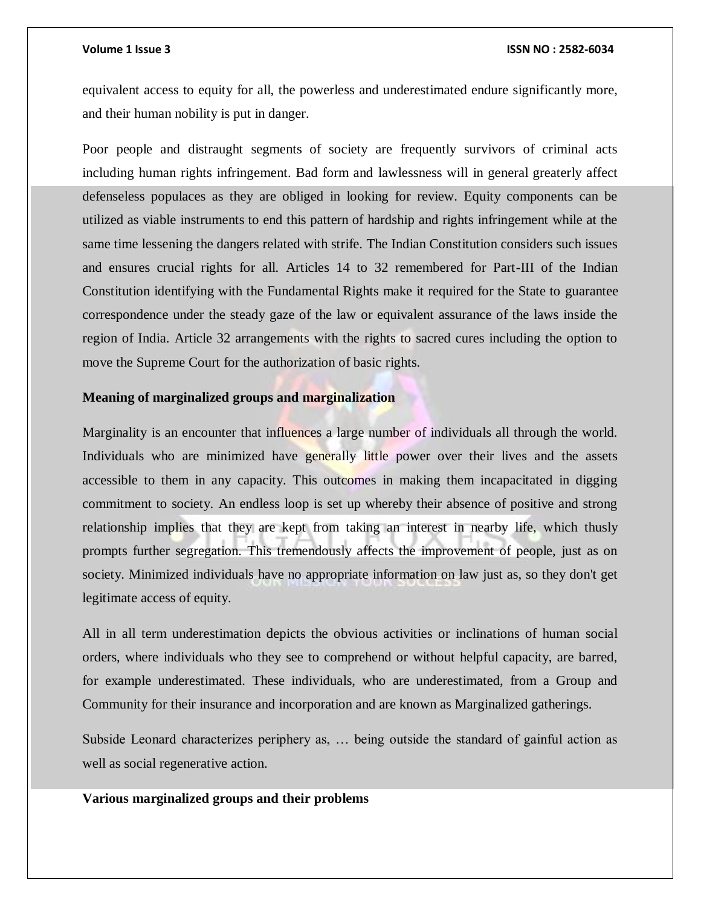equivalent access to equity for all, the powerless and underestimated endure significantly more, and their human nobility is put in danger.

Poor people and distraught segments of society are frequently survivors of criminal acts including human rights infringement. Bad form and lawlessness will in general greaterly affect defenseless populaces as they are obliged in looking for review. Equity components can be utilized as viable instruments to end this pattern of hardship and rights infringement while at the same time lessening the dangers related with strife. The Indian Constitution considers such issues and ensures crucial rights for all. Articles 14 to 32 remembered for Part-III of the Indian Constitution identifying with the Fundamental Rights make it required for the State to guarantee correspondence under the steady gaze of the law or equivalent assurance of the laws inside the region of India. Article 32 arrangements with the rights to sacred cures including the option to move the Supreme Court for the authorization of basic rights.

**Meaning of marginalized groups and marginalization**

Marginality is an encounter that influences a large number of individuals all through the world. Individuals who are minimized have generally little power over their lives and the assets accessible to them in any capacity. This outcomes in making them incapacitated in digging commitment to society. An endless loop is set up whereby their absence of positive and strong relationship implies that they are kept from taking an interest in nearby life, which thusly prompts further segregation. This tremendously affects the improvement of people, just as on society. Minimized individuals have no appropriate information on law just as, so they don't get legitimate access of equity.

All in all term underestimation depicts the obvious activities or inclinations of human social orders, where individuals who they see to comprehend or without helpful capacity, are barred, for example underestimated. These individuals, who are underestimated, from a Group and Community for their insurance and incorporation and are known as Marginalized gatherings.

Subside Leonard characterizes periphery as, … being outside the standard of gainful action as well as social regenerative action.

**Various marginalized groups and their problems**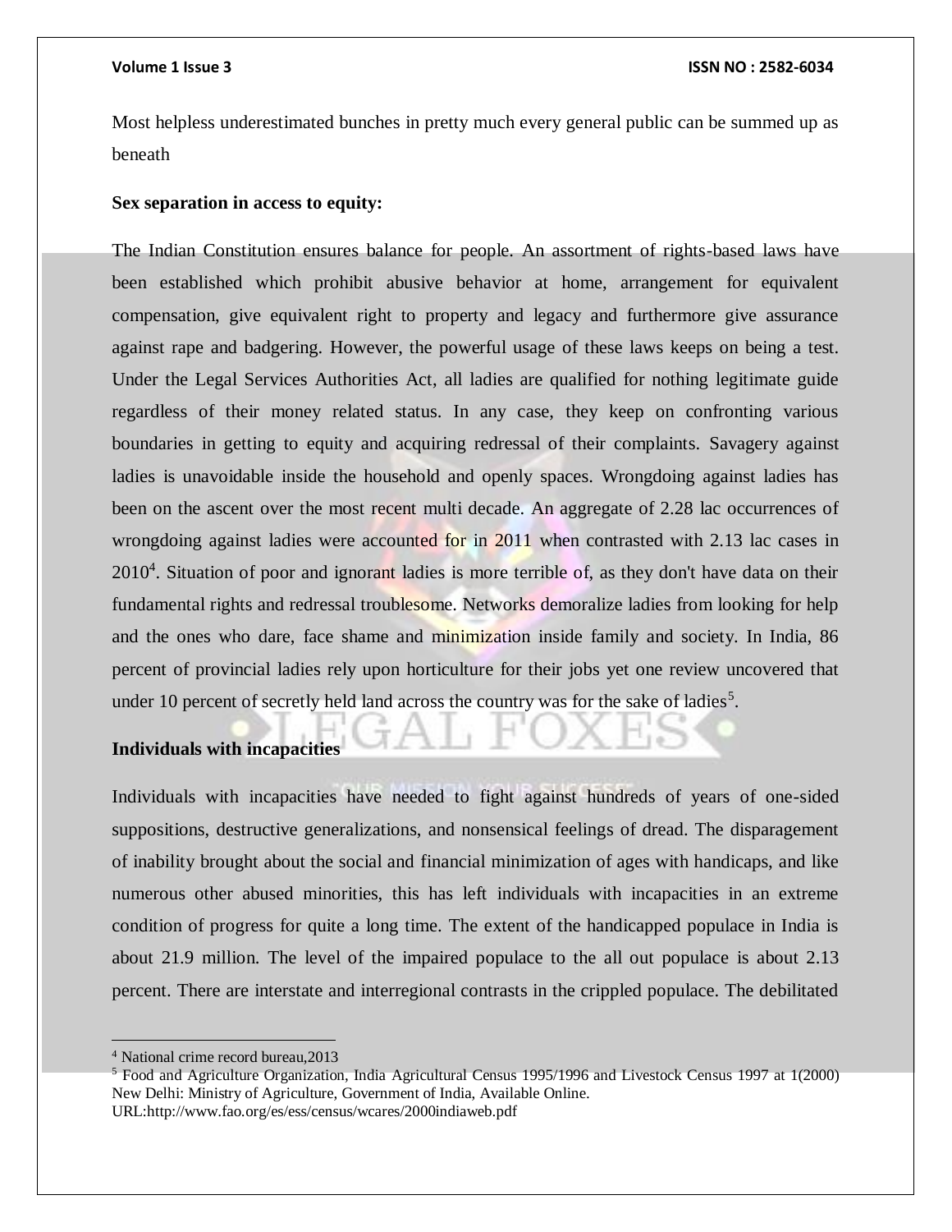Most helpless underestimated bunches in pretty much every general public can be summed up as beneath

**Sex separation in access to equity:**

The Indian Constitution ensures balance for people. An assortment of rights-based laws have been established which prohibit abusive behavior at home, arrangement for equivalent compensation, give equivalent right to property and legacy and furthermore give assurance against rape and badgering. However, the powerful usage of these laws keeps on being a test. Under the Legal Services Authorities Act, all ladies are qualified for nothing legitimate guide regardless of their money related status. In any case, they keep on confronting various boundaries in getting to equity and acquiring redressal of their complaints. Savagery against ladies is unavoidable inside the household and openly spaces. Wrongdoing against ladies has been on the ascent over the most recent multi decade. An aggregate of 2.28 lac occurrences of wrongdoing against ladies were accounted for in 2011 when contrasted with 2.13 lac cases in 2010[4]. Situation of poor and ignorant ladies is more terrible of, as they don't have data on their fundamental rights and redressal troublesome. Networks demoralize ladies from looking for help and the ones who dare, face shame and minimization inside family and society. In India, 86 percent of provincial ladies rely upon horticulture for their jobs yet one review uncovered that under 10 percent of secretly held land across the country was for the sake of ladies[5].

**Individuals with incapacities**

Individuals with incapacities have needed to fight against hundreds of years of one-sided suppositions, destructive generalizations, and nonsensical feelings of dread. The disparagement of inability brought about the social and financial minimization of ages with handicaps, and like numerous other abused minorities, this has left individuals with incapacities in an extreme condition of progress for quite a long time. The extent of the handicapped populace in India is about 21.9 million. The level of the impaired populace to the all out populace is about 2.13 percent. There are interstate and interregional contrasts in the crippled populace. The debilitated

---

[4] National crime record bureau,2013

[5] Food and Agriculture Organization, India Agricultural Census 1995/1996 and Livestock Census 1997 at 1(2000) New Delhi: Ministry of Agriculture, Government of India, Available Online. URL:http://www.fao.org/es/ess/census/wcares/2000indiaweb.pdf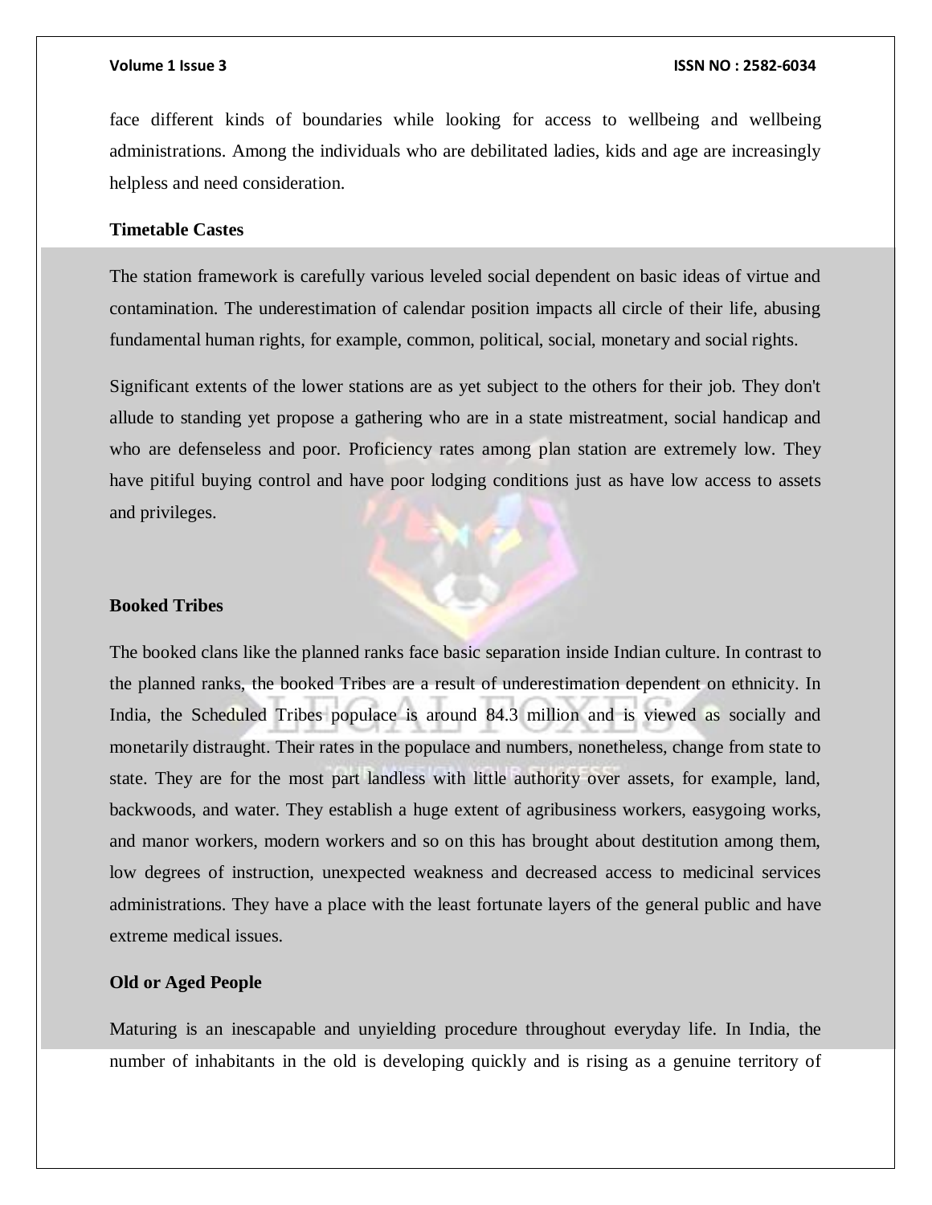face different kinds of boundaries while looking for access to wellbeing and wellbeing administrations. Among the individuals who are debilitated ladies, kids and age are increasingly helpless and need consideration.

**Timetable Castes**

The station framework is carefully various leveled social dependent on basic ideas of virtue and contamination. The underestimation of calendar position impacts all circle of their life, abusing fundamental human rights, for example, common, political, social, monetary and social rights.

Significant extents of the lower stations are as yet subject to the others for their job. They don't allude to standing yet propose a gathering who are in a state mistreatment, social handicap and who are defenseless and poor. Proficiency rates among plan station are extremely low. They have pitiful buying control and have poor lodging conditions just as have low access to assets and privileges.

**Booked Tribes**

The booked clans like the planned ranks face basic separation inside Indian culture. In contrast to the planned ranks, the booked Tribes are a result of underestimation dependent on ethnicity. In India, the Scheduled Tribes populace is around 84.3 million and is viewed as socially and monetarily distraught. Their rates in the populace and numbers, nonetheless, change from state to state. They are for the most part landless with little authority over assets, for example, land, backwoods, and water. They establish a huge extent of agribusiness workers, easygoing works, and manor workers, modern workers and so on this has brought about destitution among them, low degrees of instruction, unexpected weakness and decreased access to medicinal services administrations. They have a place with the least fortunate layers of the general public and have extreme medical issues.

**Old or Aged People**

Maturing is an inescapable and unyielding procedure throughout everyday life. In India, the number of inhabitants in the old is developing quickly and is rising as a genuine territory of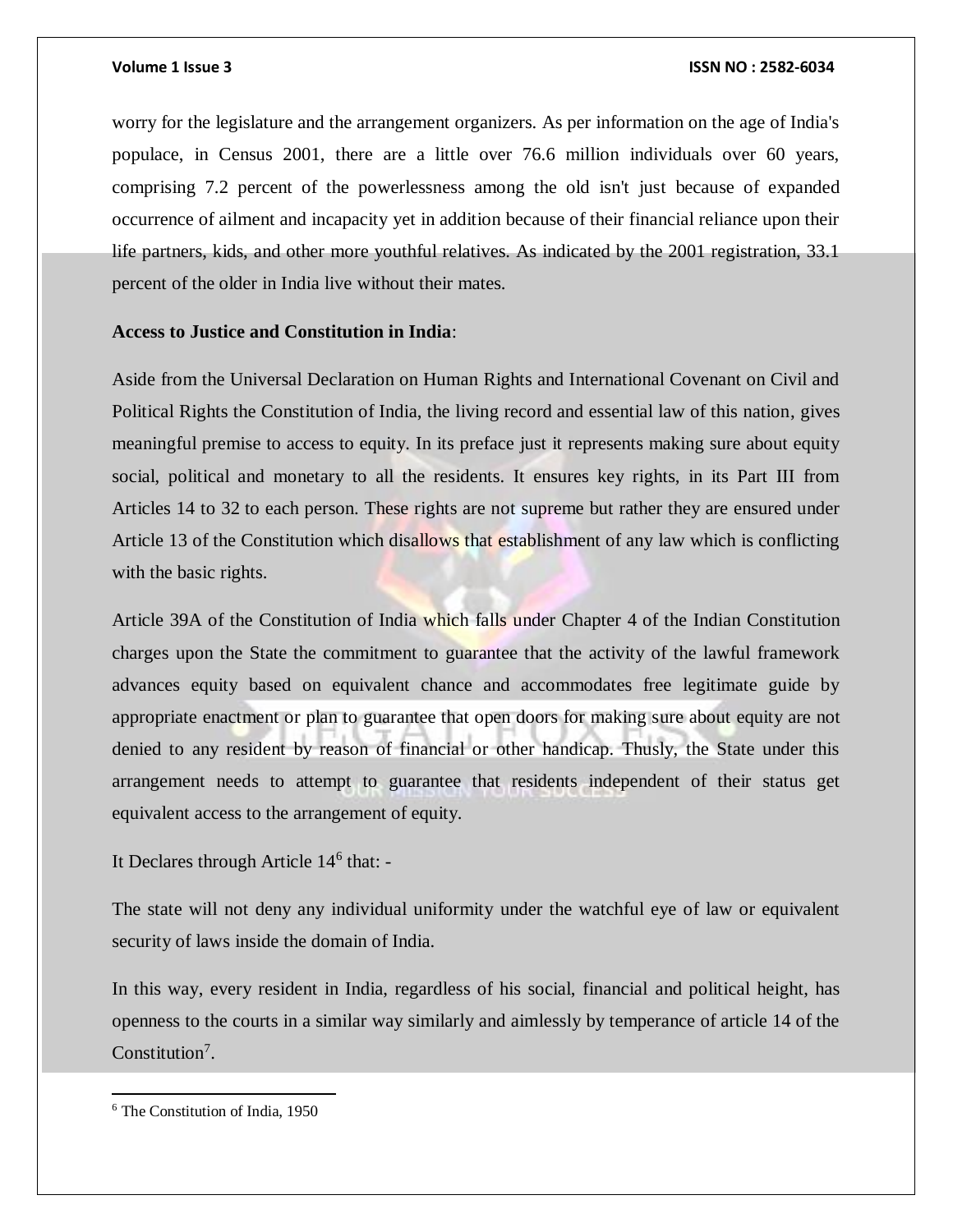worry for the legislature and the arrangement organizers. As per information on the age of India's populace, in Census 2001, there are a little over 76.6 million individuals over 60 years, comprising 7.2 percent of the powerlessness among the old isn't just because of expanded occurrence of ailment and incapacity yet in addition because of their financial reliance upon their life partners, kids, and other more youthful relatives. As indicated by the 2001 registration, 33.1 percent of the older in India live without their mates.

**Access to Justice and Constitution in India**:

Aside from the Universal Declaration on Human Rights and International Covenant on Civil and Political Rights the Constitution of India, the living record and essential law of this nation, gives meaningful premise to access to equity. In its preface just it represents making sure about equity social, political and monetary to all the residents. It ensures key rights, in its Part III from Articles 14 to 32 to each person. These rights are not supreme but rather they are ensured under Article 13 of the Constitution which disallows that establishment of any law which is conflicting with the basic rights.

Article 39A of the Constitution of India which falls under Chapter 4 of the Indian Constitution charges upon the State the commitment to guarantee that the activity of the lawful framework advances equity based on equivalent chance and accommodates free legitimate guide by appropriate enactment or plan to guarantee that open doors for making sure about equity are not denied to any resident by reason of financial or other handicap. Thusly, the State under this arrangement needs to attempt to guarantee that residents independent of their status get equivalent access to the arrangement of equity.

It Declares through Article 14[6] that: -

The state will not deny any individual uniformity under the watchful eye of law or equivalent security of laws inside the domain of India.

In this way, every resident in India, regardless of his social, financial and political height, has openness to the courts in a similar way similarly and aimlessly by temperance of article 14 of the Constitution[7].

---

[6] The Constitution of India, 1950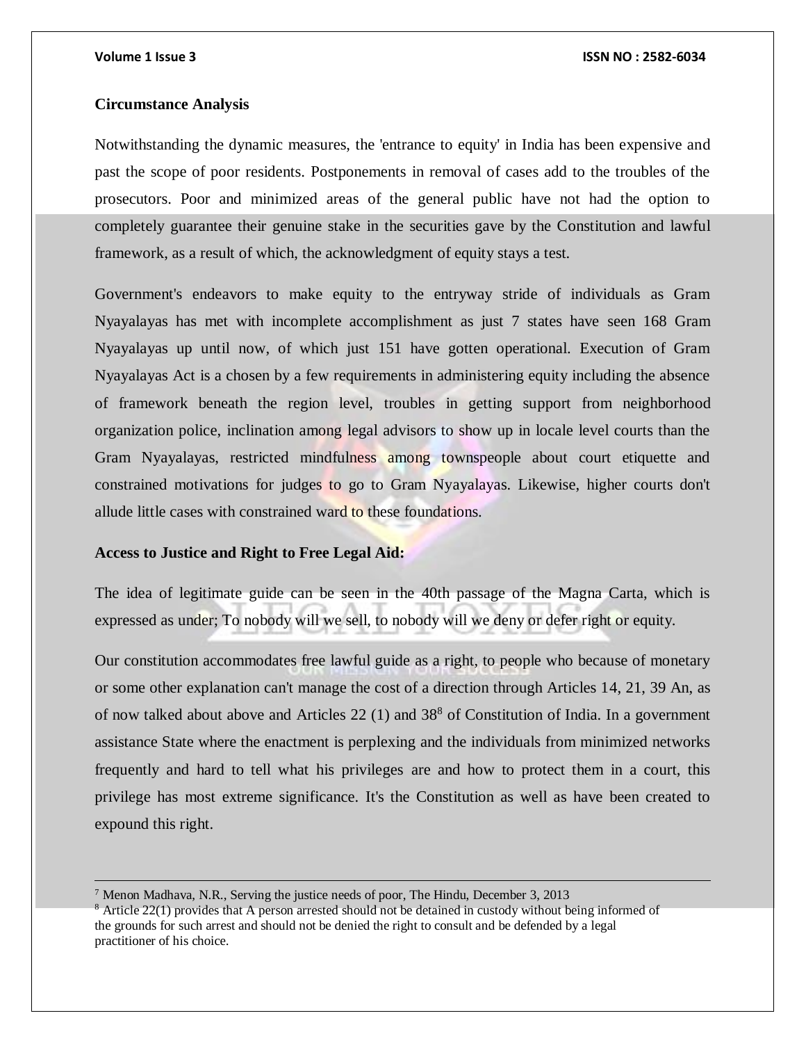**Circumstance Analysis**

Notwithstanding the dynamic measures, the 'entrance to equity' in India has been expensive and past the scope of poor residents. Postponements in removal of cases add to the troubles of the prosecutors. Poor and minimized areas of the general public have not had the option to completely guarantee their genuine stake in the securities gave by the Constitution and lawful framework, as a result of which, the acknowledgment of equity stays a test.

Government's endeavors to make equity to the entryway stride of individuals as Gram Nyayalayas has met with incomplete accomplishment as just 7 states have seen 168 Gram Nyayalayas up until now, of which just 151 have gotten operational. Execution of Gram Nyayalayas Act is a chosen by a few requirements in administering equity including the absence of framework beneath the region level, troubles in getting support from neighborhood organization police, inclination among legal advisors to show up in locale level courts than the Gram Nyayalayas, restricted mindfulness among townspeople about court etiquette and constrained motivations for judges to go to Gram Nyayalayas. Likewise, higher courts don't allude little cases with constrained ward to these foundations.

**Access to Justice and Right to Free Legal Aid:**

The idea of legitimate guide can be seen in the 40th passage of the Magna Carta, which is expressed as under; To nobody will we sell, to nobody will we deny or defer right or equity.

Our constitution accommodates free lawful guide as a right, to people who because of monetary or some other explanation can't manage the cost of a direction through Articles 14, 21, 39 An, as of now talked about above and Articles 22 (1) and 38[8] of Constitution of India. In a government assistance State where the enactment is perplexing and the individuals from minimized networks frequently and hard to tell what his privileges are and how to protect them in a court, this privilege has most extreme significance. It's the Constitution as well as have been created to expound this right.

---

[7] Menon Madhava, N.R., Serving the justice needs of poor, The Hindu, December 3, 2013

[8] Article 22(1) provides that A person arrested should not be detained in custody without being informed of the grounds for such arrest and should not be denied the right to consult and be defended by a legal practitioner of his choice.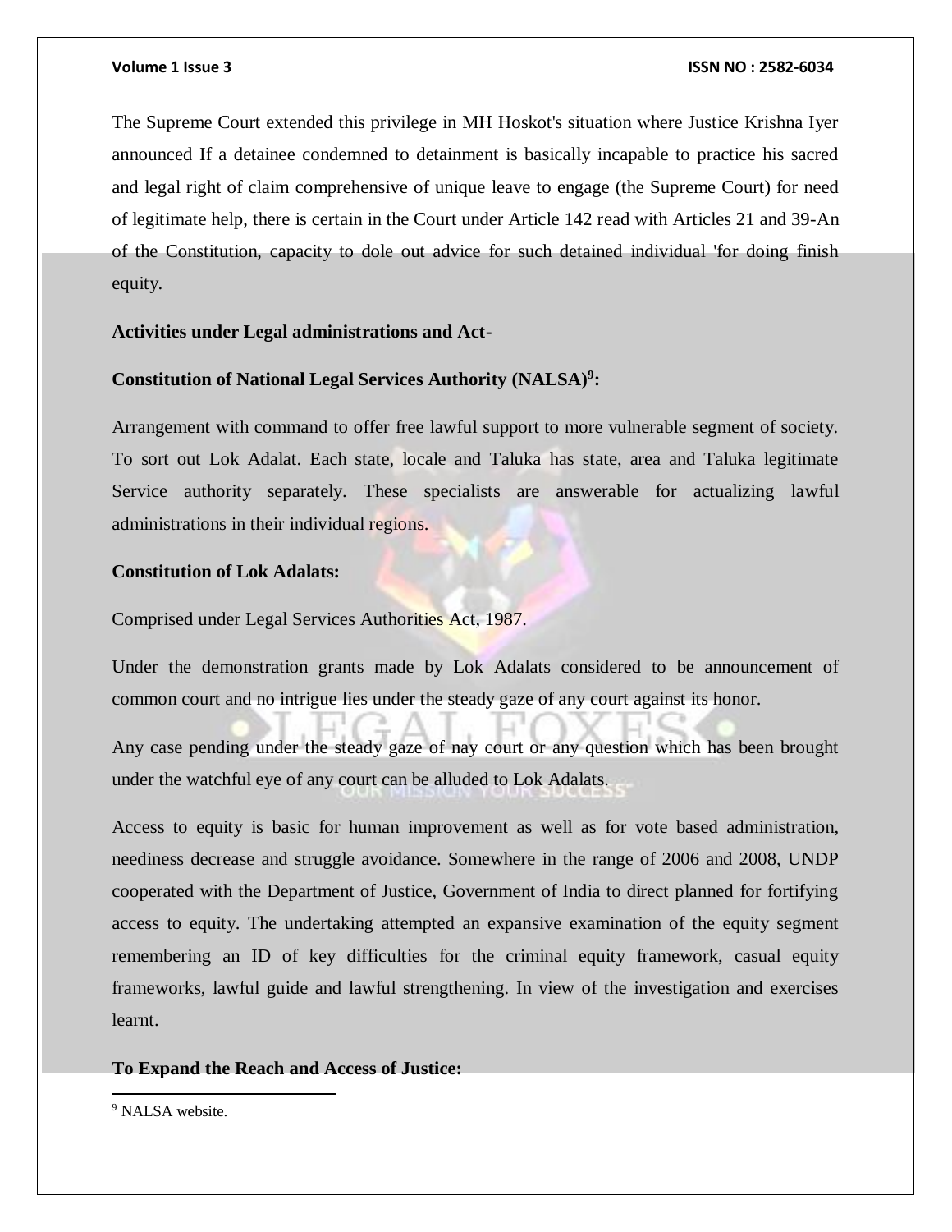The Supreme Court extended this privilege in MH Hoskot's situation where Justice Krishna Iyer announced If a detainee condemned to detainment is basically incapable to practice his sacred and legal right of claim comprehensive of unique leave to engage (the Supreme Court) for need of legitimate help, there is certain in the Court under Article 142 read with Articles 21 and 39-An of the Constitution, capacity to dole out advice for such detained individual 'for doing finish equity.

**Activities under Legal administrations and Act-**

**Constitution of National Legal Services Authority (NALSA)[9]:**

Arrangement with command to offer free lawful support to more vulnerable segment of society. To sort out Lok Adalat. Each state, locale and Taluka has state, area and Taluka legitimate Service authority separately. These specialists are answerable for actualizing lawful administrations in their individual regions.

**Constitution of Lok Adalats:**

Comprised under Legal Services Authorities Act, 1987.

Under the demonstration grants made by Lok Adalats considered to be announcement of common court and no intrigue lies under the steady gaze of any court against its honor.

Any case pending under the steady gaze of nay court or any question which has been brought under the watchful eye of any court can be alluded to Lok Adalats.

Access to equity is basic for human improvement as well as for vote based administration, neediness decrease and struggle avoidance. Somewhere in the range of 2006 and 2008, UNDP cooperated with the Department of Justice, Government of India to direct planned for fortifying access to equity. The undertaking attempted an expansive examination of the equity segment remembering an ID of key difficulties for the criminal equity framework, casual equity frameworks, lawful guide and lawful strengthening. In view of the investigation and exercises learnt.

**To Expand the Reach and Access of Justice:**

[9] NALSA website.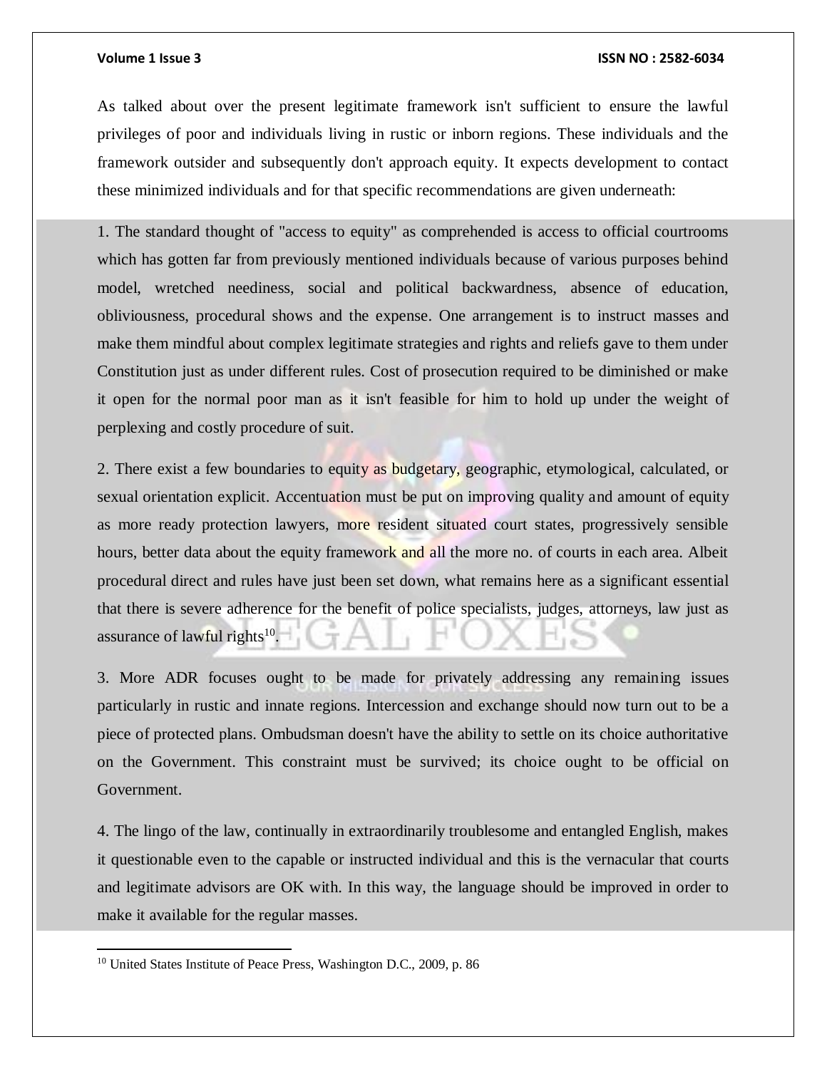As talked about over the present legitimate framework isn't sufficient to ensure the lawful privileges of poor and individuals living in rustic or inborn regions. These individuals and the framework outsider and subsequently don't approach equity. It expects development to contact these minimized individuals and for that specific recommendations are given underneath:

1. The standard thought of "access to equity" as comprehended is access to official courtrooms which has gotten far from previously mentioned individuals because of various purposes behind model, wretched neediness, social and political backwardness, absence of education, obliviousness, procedural shows and the expense. One arrangement is to instruct masses and make them mindful about complex legitimate strategies and rights and reliefs gave to them under Constitution just as under different rules. Cost of prosecution required to be diminished or make it open for the normal poor man as it isn't feasible for him to hold up under the weight of perplexing and costly procedure of suit.

2. There exist a few boundaries to equity as budgetary, geographic, etymological, calculated, or sexual orientation explicit. Accentuation must be put on improving quality and amount of equity as more ready protection lawyers, more resident situated court states, progressively sensible hours, better data about the equity framework and all the more no. of courts in each area. Albeit procedural direct and rules have just been set down, what remains here as a significant essential that there is severe adherence for the benefit of police specialists, judges, attorneys, law just as assurance of lawful rights[10].

3. More ADR focuses ought to be made for privately addressing any remaining issues particularly in rustic and innate regions. Intercession and exchange should now turn out to be a piece of protected plans. Ombudsman doesn't have the ability to settle on its choice authoritative on the Government. This constraint must be survived; its choice ought to be official on Government.

4. The lingo of the law, continually in extraordinarily troublesome and entangled English, makes it questionable even to the capable or instructed individual and this is the vernacular that courts and legitimate advisors are OK with. In this way, the language should be improved in order to make it available for the regular masses.

---

[10] United States Institute of Peace Press, Washington D.C., 2009, p. 86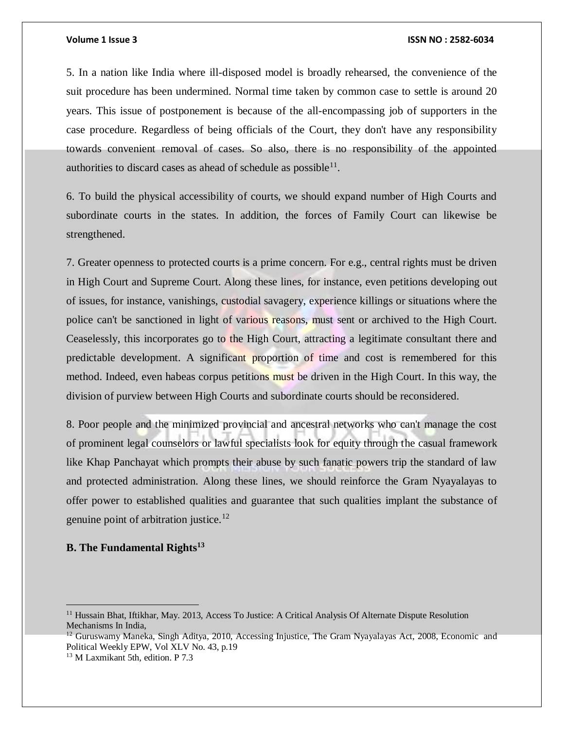5. In a nation like India where ill-disposed model is broadly rehearsed, the convenience of the suit procedure has been undermined. Normal time taken by common case to settle is around 20 years. This issue of postponement is because of the all-encompassing job of supporters in the case procedure. Regardless of being officials of the Court, they don't have any responsibility towards convenient removal of cases. So also, there is no responsibility of the appointed authorities to discard cases as ahead of schedule as possible[11].

6. To build the physical accessibility of courts, we should expand number of High Courts and subordinate courts in the states. In addition, the forces of Family Court can likewise be strengthened.

7. Greater openness to protected courts is a prime concern. For e.g., central rights must be driven in High Court and Supreme Court. Along these lines, for instance, even petitions developing out of issues, for instance, vanishings, custodial savagery, experience killings or situations where the police can't be sanctioned in light of various reasons, must sent or archived to the High Court. Ceaselessly, this incorporates go to the High Court, attracting a legitimate consultant there and predictable development. A significant proportion of time and cost is remembered for this method. Indeed, even habeas corpus petitions must be driven in the High Court. In this way, the division of purview between High Courts and subordinate courts should be reconsidered.

8. Poor people and the minimized provincial and ancestral networks who can't manage the cost of prominent legal counselors or lawful specialists look for equity through the casual framework like Khap Panchayat which prompts their abuse by such fanatic powers trip the standard of law and protected administration. Along these lines, we should reinforce the Gram Nyayalayas to offer power to established qualities and guarantee that such qualities implant the substance of genuine point of arbitration justice.[12]

**B. The Fundamental Rights[13]**

---

[11] Hussain Bhat, Iftikhar, May. 2013, Access To Justice: A Critical Analysis Of Alternate Dispute Resolution Mechanisms In India,

[12] Guruswamy Maneka, Singh Aditya, 2010, Accessing Injustice, The Gram Nyayalayas Act, 2008, Economic and Political Weekly EPW, Vol XLV No. 43, p.19

[13] M Laxmikant 5th, edition. P 7.3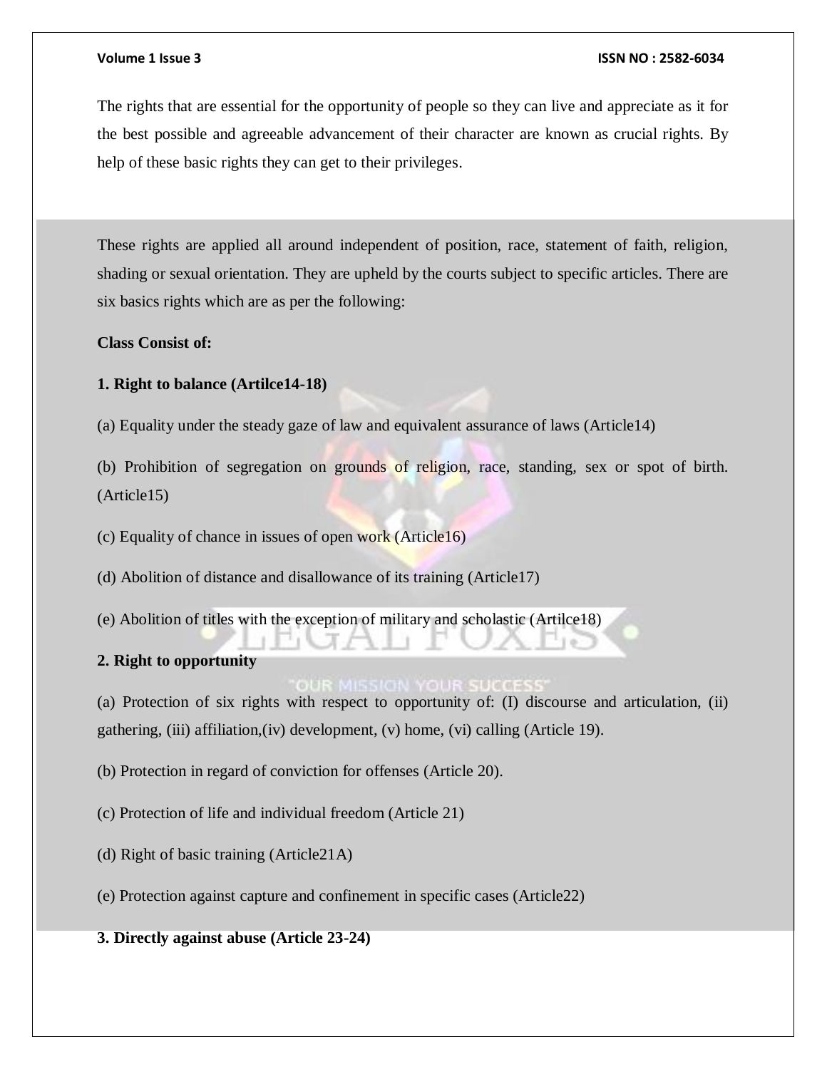The rights that are essential for the opportunity of people so they can live and appreciate as it for the best possible and agreeable advancement of their character are known as crucial rights. By help of these basic rights they can get to their privileges.

These rights are applied all around independent of position, race, statement of faith, religion, shading or sexual orientation. They are upheld by the courts subject to specific articles. There are six basics rights which are as per the following:

**Class Consist of:**

**1. Right to balance (Artilce14-18)**

(a) Equality under the steady gaze of law and equivalent assurance of laws (Article14)

(b) Prohibition of segregation on grounds of religion, race, standing, sex or spot of birth. (Article15)

(c) Equality of chance in issues of open work (Article16)

(d) Abolition of distance and disallowance of its training (Article17)

(e) Abolition of titles with the exception of military and scholastic (Artilce18)

**2. Right to opportunity**

(a) Protection of six rights with respect to opportunity of: (I) discourse and articulation, (ii) gathering, (iii) affiliation,(iv) development, (v) home, (vi) calling (Article 19).

(b) Protection in regard of conviction for offenses (Article 20).

(c) Protection of life and individual freedom (Article 21)

(d) Right of basic training (Article21A)

(e) Protection against capture and confinement in specific cases (Article22)

**3. Directly against abuse (Article 23-24)**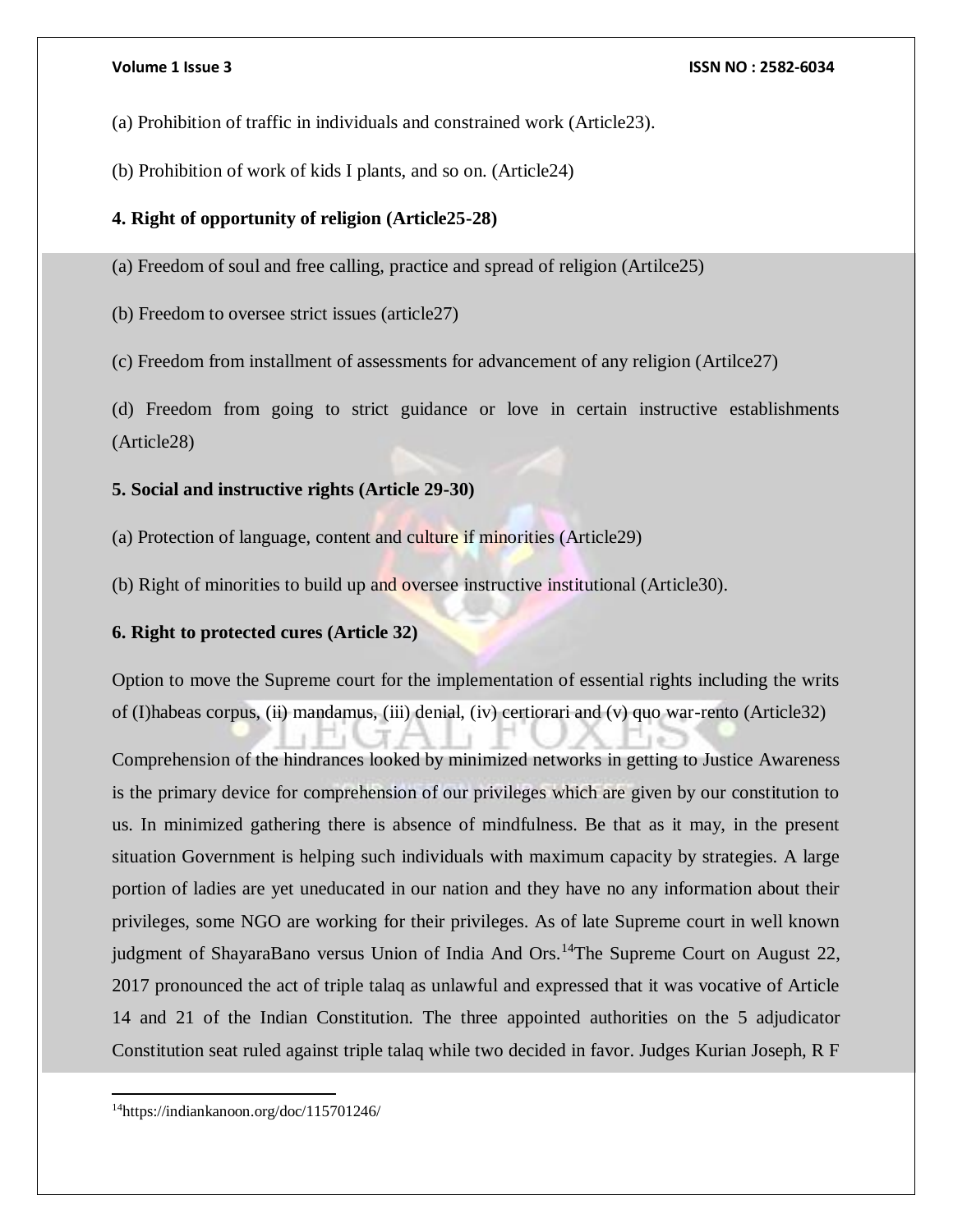(a) Prohibition of traffic in individuals and constrained work (Article23).

(b) Prohibition of work of kids I plants, and so on. (Article24)

**4. Right of opportunity of religion (Article25-28)**

(a) Freedom of soul and free calling, practice and spread of religion (Artilce25)

(b) Freedom to oversee strict issues (article27)

(c) Freedom from installment of assessments for advancement of any religion (Artilce27)

(d) Freedom from going to strict guidance or love in certain instructive establishments (Article28)

**5. Social and instructive rights (Article 29-30)**

(a) Protection of language, content and culture if minorities (Article29)

(b) Right of minorities to build up and oversee instructive institutional (Article30).

**6. Right to protected cures (Article 32)**

Option to move the Supreme court for the implementation of essential rights including the writs of (I)habeas corpus, (ii) mandamus, (iii) denial, (iv) certiorari and (v) quo war-rento (Article32)

Comprehension of the hindrances looked by minimized networks in getting to Justice Awareness is the primary device for comprehension of our privileges which are given by our constitution to us. In minimized gathering there is absence of mindfulness. Be that as it may, in the present situation Government is helping such individuals with maximum capacity by strategies. A large portion of ladies are yet uneducated in our nation and they have no any information about their privileges, some NGO are working for their privileges. As of late Supreme court in well known judgment of ShayaraBano versus Union of India And Ors.[14]The Supreme Court on August 22, 2017 pronounced the act of triple talaq as unlawful and expressed that it was vocative of Article 14 and 21 of the Indian Constitution. The three appointed authorities on the 5 adjudicator Constitution seat ruled against triple talaq while two decided in favor. Judges Kurian Joseph, R F

[14]https://indiankanoon.org/doc/115701246/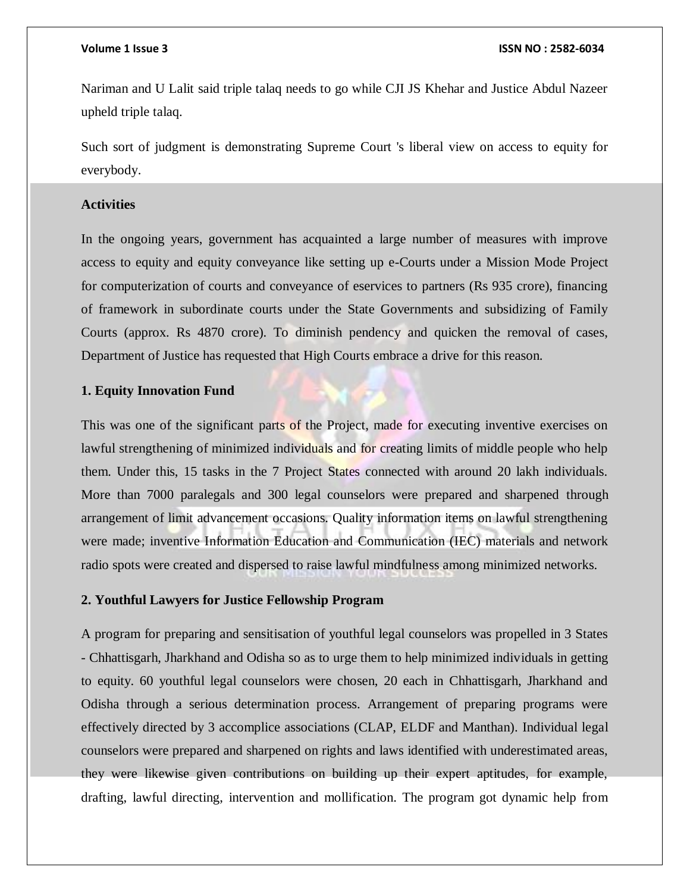Nariman and U Lalit said triple talaq needs to go while CJI JS Khehar and Justice Abdul Nazeer upheld triple talaq.

Such sort of judgment is demonstrating Supreme Court 's liberal view on access to equity for everybody.

**Activities**

In the ongoing years, government has acquainted a large number of measures with improve access to equity and equity conveyance like setting up e-Courts under a Mission Mode Project for computerization of courts and conveyance of eservices to partners (Rs 935 crore), financing of framework in subordinate courts under the State Governments and subsidizing of Family Courts (approx. Rs 4870 crore). To diminish pendency and quicken the removal of cases, Department of Justice has requested that High Courts embrace a drive for this reason.

**1. Equity Innovation Fund**

This was one of the significant parts of the Project, made for executing inventive exercises on lawful strengthening of minimized individuals and for creating limits of middle people who help them. Under this, 15 tasks in the 7 Project States connected with around 20 lakh individuals. More than 7000 paralegals and 300 legal counselors were prepared and sharpened through arrangement of limit advancement occasions. Quality information items on lawful strengthening were made; inventive Information Education and Communication (IEC) materials and network radio spots were created and dispersed to raise lawful mindfulness among minimized networks.

**2. Youthful Lawyers for Justice Fellowship Program**

A program for preparing and sensitisation of youthful legal counselors was propelled in 3 States - Chhattisgarh, Jharkhand and Odisha so as to urge them to help minimized individuals in getting to equity. 60 youthful legal counselors were chosen, 20 each in Chhattisgarh, Jharkhand and Odisha through a serious determination process. Arrangement of preparing programs were effectively directed by 3 accomplice associations (CLAP, ELDF and Manthan). Individual legal counselors were prepared and sharpened on rights and laws identified with underestimated areas, they were likewise given contributions on building up their expert aptitudes, for example, drafting, lawful directing, intervention and mollification. The program got dynamic help from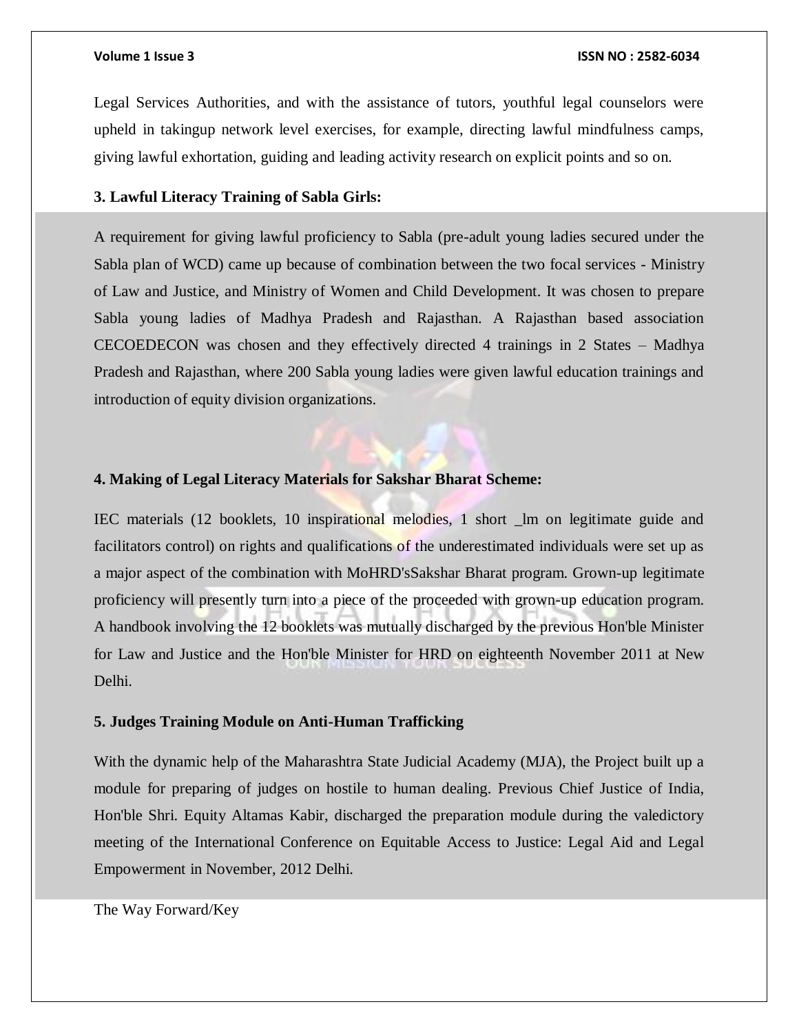Legal Services Authorities, and with the assistance of tutors, youthful legal counselors were upheld in takingup network level exercises, for example, directing lawful mindfulness camps, giving lawful exhortation, guiding and leading activity research on explicit points and so on.

**3. Lawful Literacy Training of Sabla Girls:**

A requirement for giving lawful proficiency to Sabla (pre-adult young ladies secured under the Sabla plan of WCD) came up because of combination between the two focal services - Ministry of Law and Justice, and Ministry of Women and Child Development. It was chosen to prepare Sabla young ladies of Madhya Pradesh and Rajasthan. A Rajasthan based association CECOEDECON was chosen and they effectively directed 4 trainings in 2 States – Madhya Pradesh and Rajasthan, where 200 Sabla young ladies were given lawful education trainings and introduction of equity division organizations.

**4. Making of Legal Literacy Materials for Sakshar Bharat Scheme:**

IEC materials (12 booklets, 10 inspirational melodies, 1 short _lm on legitimate guide and facilitators control) on rights and qualifications of the underestimated individuals were set up as a major aspect of the combination with MoHRD'sSakshar Bharat program. Grown-up legitimate proficiency will presently turn into a piece of the proceeded with grown-up education program. A handbook involving the 12 booklets was mutually discharged by the previous Hon'ble Minister for Law and Justice and the Hon'ble Minister for HRD on eighteenth November 2011 at New Delhi.

**5. Judges Training Module on Anti-Human Trafficking**

With the dynamic help of the Maharashtra State Judicial Academy (MJA), the Project built up a module for preparing of judges on hostile to human dealing. Previous Chief Justice of India, Hon'ble Shri. Equity Altamas Kabir, discharged the preparation module during the valedictory meeting of the International Conference on Equitable Access to Justice: Legal Aid and Legal Empowerment in November, 2012 Delhi.

The Way Forward/Key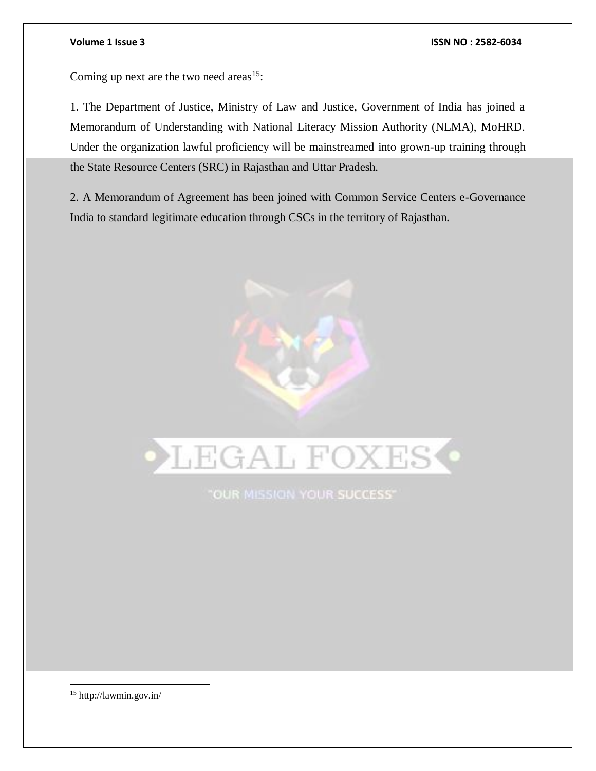Coming up next are the two need areas[15]:

1. The Department of Justice, Ministry of Law and Justice, Government of India has joined a Memorandum of Understanding with National Literacy Mission Authority (NLMA), MoHRD. Under the organization lawful proficiency will be mainstreamed into grown-up training through the State Resource Centers (SRC) in Rajasthan and Uttar Pradesh.

2. A Memorandum of Agreement has been joined with Common Service Centers e-Governance India to standard legitimate education through CSCs in the territory of Rajasthan.

---

[15] http://lawmin.gov.in/